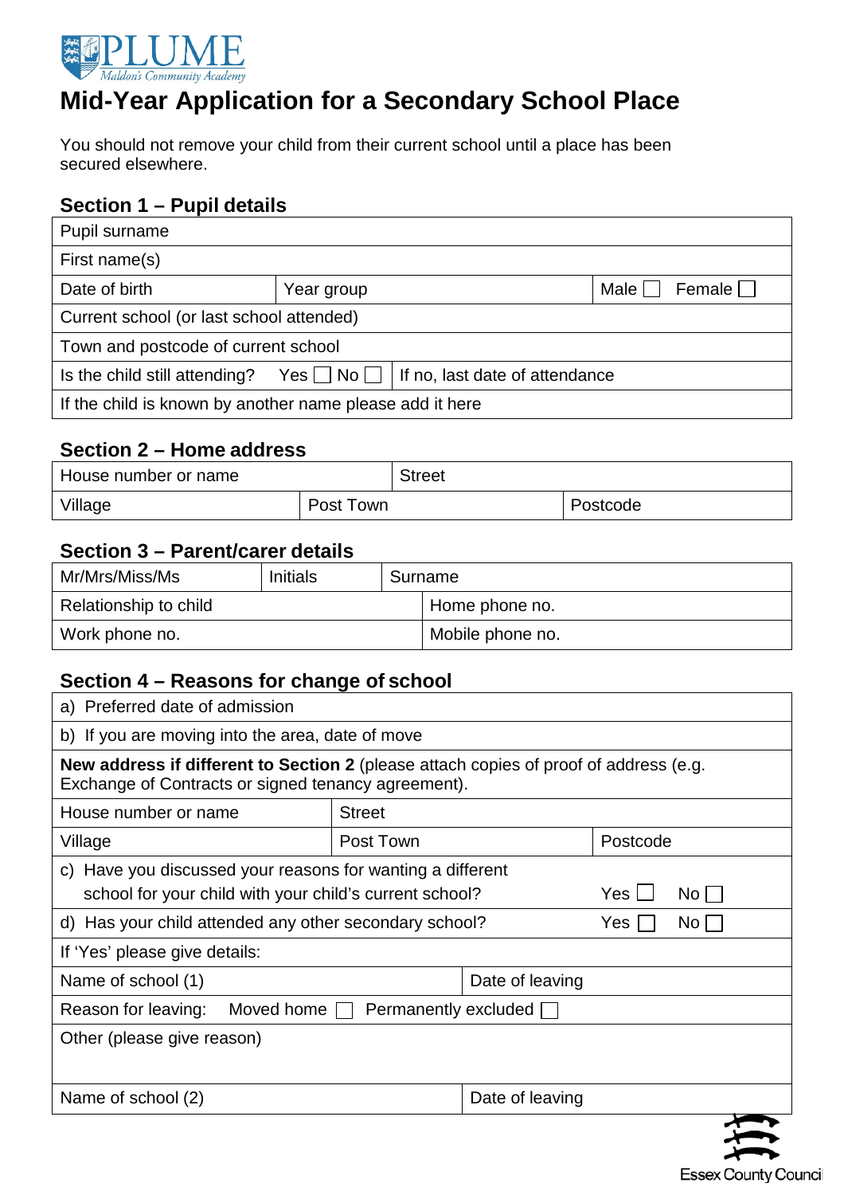PLUME

Maldon's Community Academy

# Mid-Year Application for a Secondary School Place

You should not remove your child from their current school until a place has been secured elsewhere.

## Section 1 – Pupil details

| | | |
|---|---|---|
| Pupil surname | | |
| First name(s) | | |
| Date of birth | Year group | Male ☐ Female ☐ |
| Current school (or last school attended) | | |
| Town and postcode of current school | | |
| Is the child still attending? Yes ☐ No ☐ | If no, last date of attendance | |
| If the child is known by another name please add it here | | |

## Section 2 – Home address

| | | |
|---|---|---|
| House number or name | Street | |
| Village | Post Town | Postcode |

## Section 3 – Parent/carer details

| | | |
|---|---|---|
| Mr/Mrs/Miss/Ms | Initials | Surname |
| Relationship to child | Home phone no. | |
| Work phone no. | Mobile phone no. | |

## Section 4 – Reasons for change of school

| | | |
|---|---|---|
| a) Preferred date of admission | | |
| b) If you are moving into the area, date of move | | |
| **New address if different to Section 2** (please attach copies of proof of address (e.g. Exchange of Contracts or signed tenancy agreement). | | |
| House number or name | Street | |
| Village | Post Town | Postcode |
| c) Have you discussed your reasons for wanting a different school for your child with your child's current school? | | Yes ☐ No ☐ |
| d) Has your child attended any other secondary school? | | Yes ☐ No ☐ |
| If 'Yes' please give details: | | |
| Name of school (1) | Date of leaving | |
| Reason for leaving: Moved home ☐ Permanently excluded ☐ | | |
| Other (please give reason) | | |
| Name of school (2) | Date of leaving | |

Essex County Council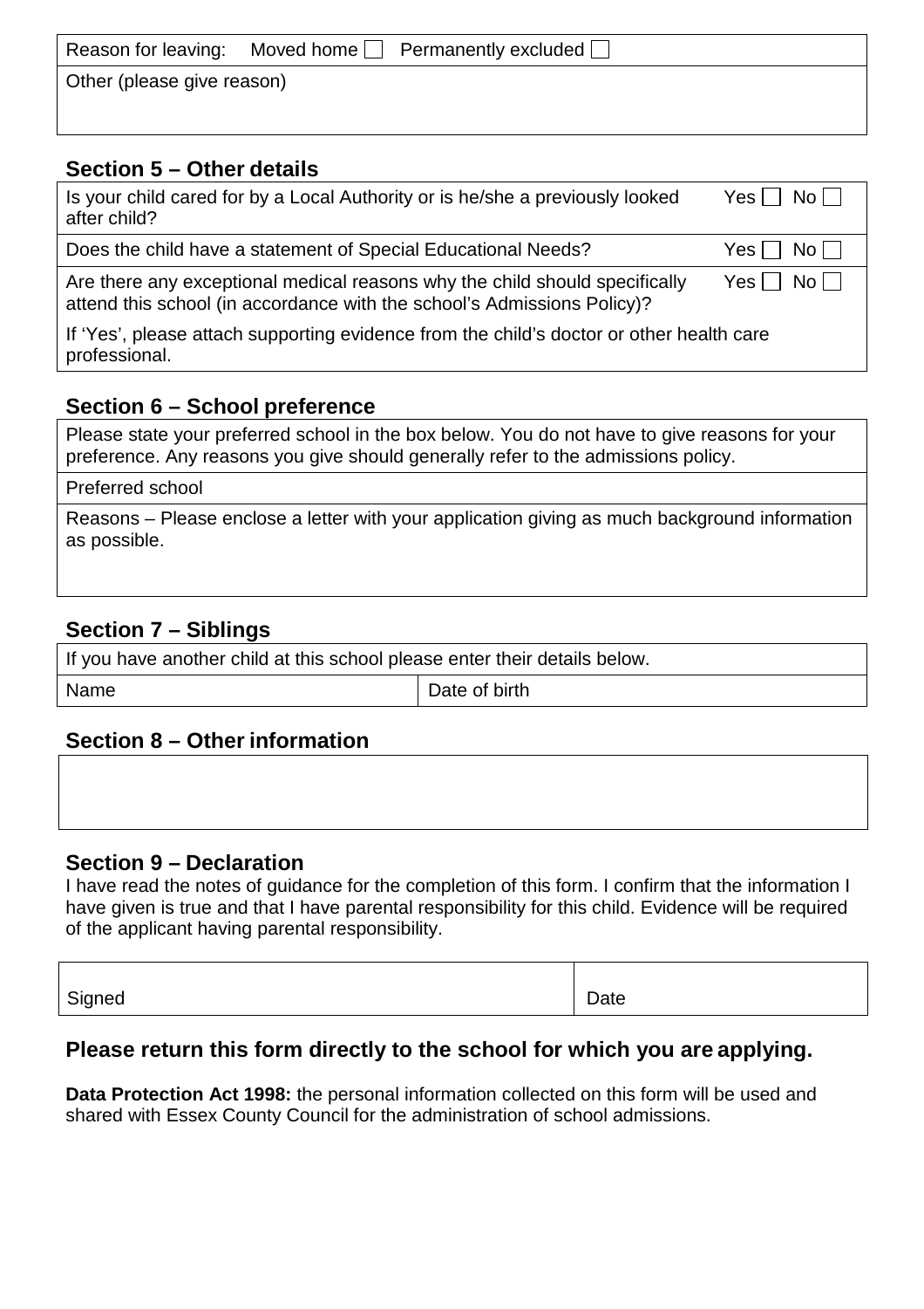| | |
|---|---|
| Reason for leaving: Moved home ☐ Permanently excluded ☐ | |
| Other (please give reason) | |

## Section 5 – Other details

| | |
|---|---|
| Is your child cared for by a Local Authority or is he/she a previously looked after child? | Yes ☐ No ☐ |
| Does the child have a statement of Special Educational Needs? | Yes ☐ No ☐ |
| Are there any exceptional medical reasons why the child should specifically attend this school (in accordance with the school's Admissions Policy)? | Yes ☐ No ☐ |
| If 'Yes', please attach supporting evidence from the child's doctor or other health care professional. | |

## Section 6 – School preference

| |
|---|
| Please state your preferred school in the box below. You do not have to give reasons for your preference. Any reasons you give should generally refer to the admissions policy. |
| Preferred school |
| Reasons – Please enclose a letter with your application giving as much background information as possible. |

## Section 7 – Siblings

| | |
|---|---|
| If you have another child at this school please enter their details below. | |
| Name | Date of birth |

## Section 8 – Other information

| |
|---|
| |

## Section 9 – Declaration

I have read the notes of guidance for the completion of this form. I confirm that the information I have given is true and that I have parental responsibility for this child. Evidence will be required of the applicant having parental responsibility.

| | |
|---|---|
| Signed | Date |

## Please return this form directly to the school for which you are applying.

**Data Protection Act 1998:** the personal information collected on this form will be used and shared with Essex County Council for the administration of school admissions.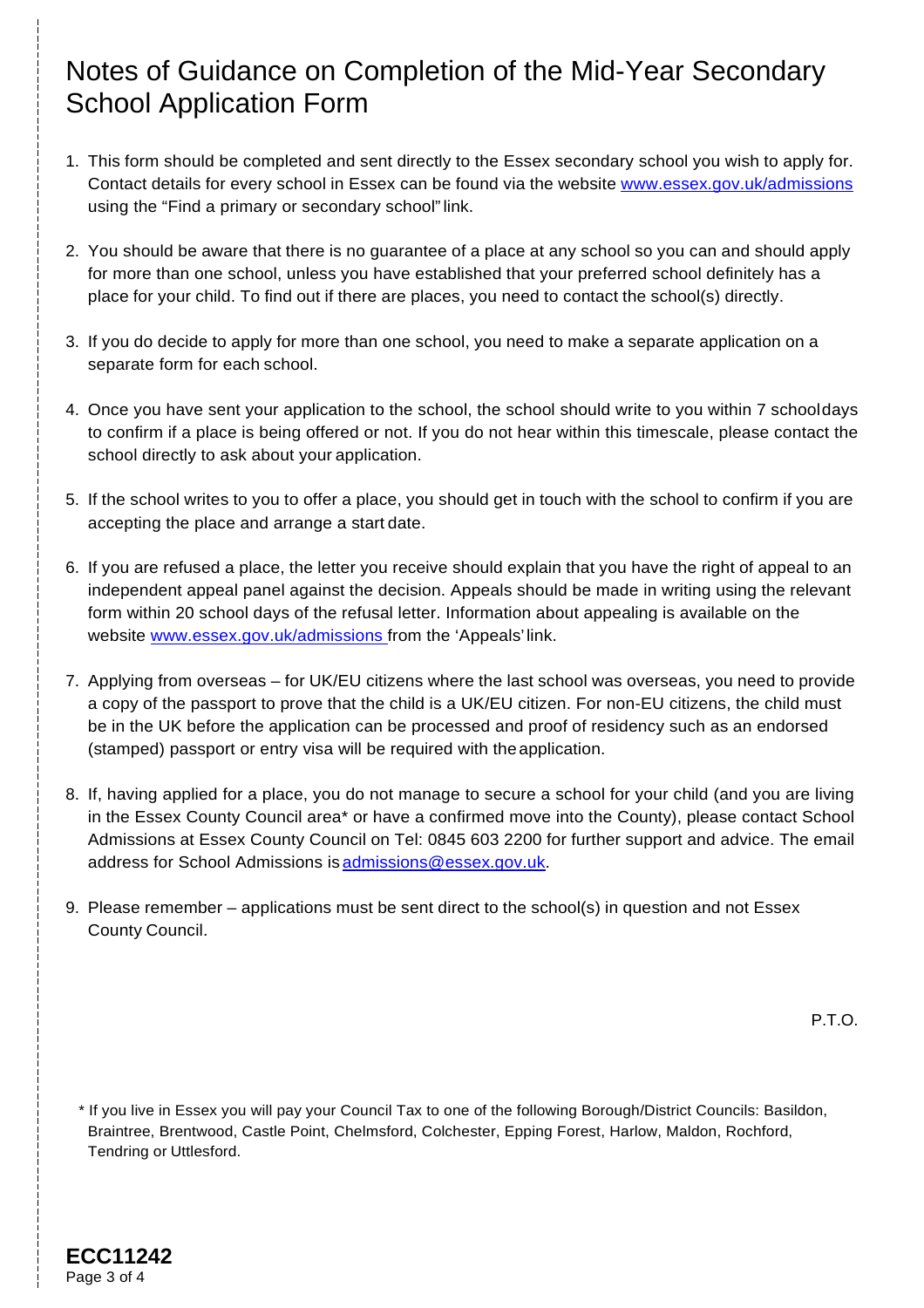# Notes of Guidance on Completion of the Mid-Year Secondary School Application Form

1. This form should be completed and sent directly to the Essex secondary school you wish to apply for. Contact details for every school in Essex can be found via the website www.essex.gov.uk/admissions using the "Find a primary or secondary school" link.

2. You should be aware that there is no guarantee of a place at any school so you can and should apply for more than one school, unless you have established that your preferred school definitely has a place for your child. To find out if there are places, you need to contact the school(s) directly.

3. If you do decide to apply for more than one school, you need to make a separate application on a separate form for each school.

4. Once you have sent your application to the school, the school should write to you within 7 schooldays to confirm if a place is being offered or not. If you do not hear within this timescale, please contact the school directly to ask about your application.

5. If the school writes to you to offer a place, you should get in touch with the school to confirm if you are accepting the place and arrange a start date.

6. If you are refused a place, the letter you receive should explain that you have the right of appeal to an independent appeal panel against the decision. Appeals should be made in writing using the relevant form within 20 school days of the refusal letter. Information about appealing is available on the website www.essex.gov.uk/admissions from the 'Appeals' link.

7. Applying from overseas – for UK/EU citizens where the last school was overseas, you need to provide a copy of the passport to prove that the child is a UK/EU citizen. For non-EU citizens, the child must be in the UK before the application can be processed and proof of residency such as an endorsed (stamped) passport or entry visa will be required with the application.

8. If, having applied for a place, you do not manage to secure a school for your child (and you are living in the Essex County Council area* or have a confirmed move into the County), please contact School Admissions at Essex County Council on Tel: 0845 603 2200 for further support and advice. The email address for School Admissions is admissions@essex.gov.uk.

9. Please remember – applications must be sent direct to the school(s) in question and not Essex County Council.

P.T.O.

\* If you live in Essex you will pay your Council Tax to one of the following Borough/District Councils: Basildon, Braintree, Brentwood, Castle Point, Chelmsford, Colchester, Epping Forest, Harlow, Maldon, Rochford, Tendring or Uttlesford.

**ECC11242**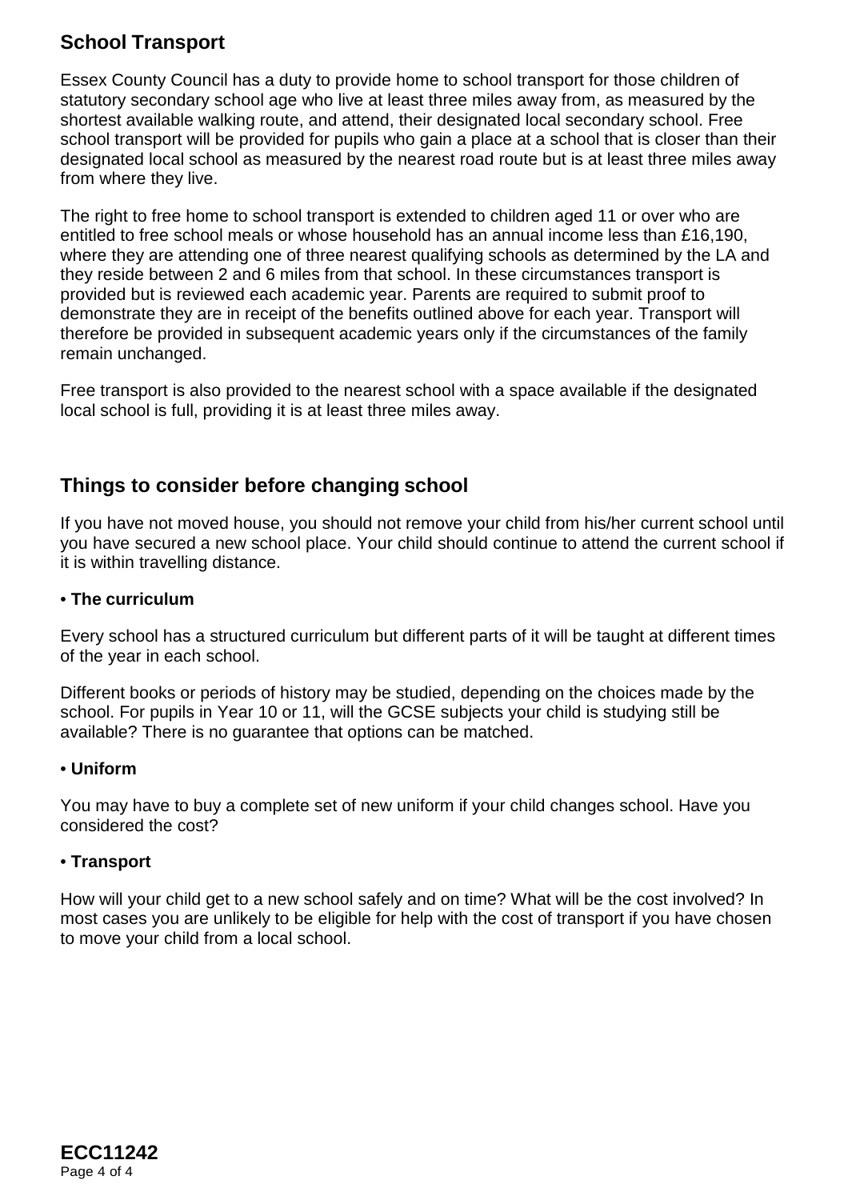## School Transport

Essex County Council has a duty to provide home to school transport for those children of statutory secondary school age who live at least three miles away from, as measured by the shortest available walking route, and attend, their designated local secondary school. Free school transport will be provided for pupils who gain a place at a school that is closer than their designated local school as measured by the nearest road route but is at least three miles away from where they live.

The right to free home to school transport is extended to children aged 11 or over who are entitled to free school meals or whose household has an annual income less than £16,190, where they are attending one of three nearest qualifying schools as determined by the LA and they reside between 2 and 6 miles from that school. In these circumstances transport is provided but is reviewed each academic year. Parents are required to submit proof to demonstrate they are in receipt of the benefits outlined above for each year. Transport will therefore be provided in subsequent academic years only if the circumstances of the family remain unchanged.

Free transport is also provided to the nearest school with a space available if the designated local school is full, providing it is at least three miles away.

## Things to consider before changing school

If you have not moved house, you should not remove your child from his/her current school until you have secured a new school place. Your child should continue to attend the current school if it is within travelling distance.

**• The curriculum**

Every school has a structured curriculum but different parts of it will be taught at different times of the year in each school.

Different books or periods of history may be studied, depending on the choices made by the school. For pupils in Year 10 or 11, will the GCSE subjects your child is studying still be available? There is no guarantee that options can be matched.

**• Uniform**

You may have to buy a complete set of new uniform if your child changes school. Have you considered the cost?

**• Transport**

How will your child get to a new school safely and on time? What will be the cost involved? In most cases you are unlikely to be eligible for help with the cost of transport if you have chosen to move your child from a local school.

**ECC11242**